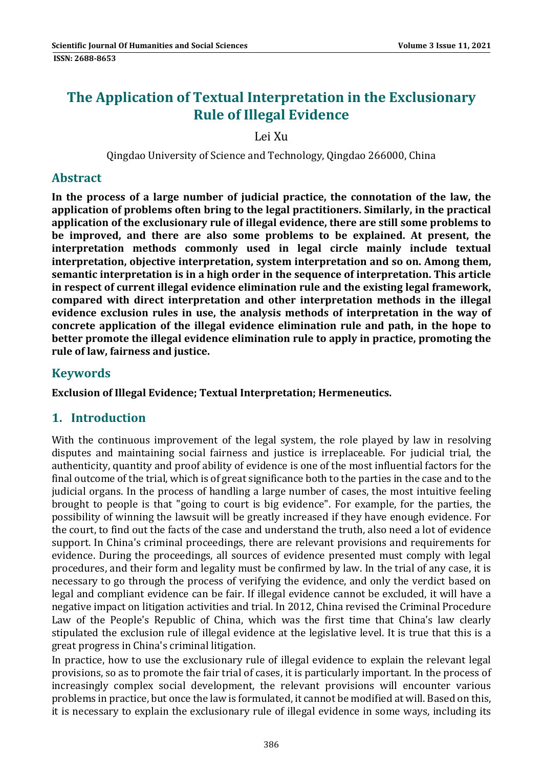# The Application of Textual Interpretation in the Exclusionary Rule of Illegal Evidence

Lei Xu

Qingdao University of Science and Technology, Qingdao 266000, China

## Abstract

**In the process of a large number of judicial practice, the connotation of the law, the application of problems often bring to the legal practitioners. Similarly, in the practical application of the exclusionary rule of illegal evidence, there are still some problems to be improved, and there are also some problems to be explained. At present, the interpretation methods commonly used in legal circle mainly include textual interpretation, objective interpretation, system interpretation and so on. Among them, semantic interpretation is in a high order in the sequence of interpretation. This article in respect of current illegal evidence elimination rule and the existing legal framework, compared with direct interpretation and other interpretation methods in the illegal evidence exclusion rules in use, the analysis methods of interpretation in the way of concrete application of the illegal evidence elimination rule and path, in the hope to better promote the illegal evidence elimination rule to apply in practice, promoting the rule of law, fairness and justice.**

## Keywords

**Exclusion of Illegal Evidence; Textual Interpretation; Hermeneutics.**

## 1. Introduction

With the continuous improvement of the legal system, the role played by law in resolving disputes and maintaining social fairness and justice is irreplaceable. For judicial trial, the authenticity, quantity and proof ability of evidence is one of the most influential factors for the final outcome of the trial, which is of great significance both to the parties in the case and to the judicial organs. In the process of handling a large number of cases, the most intuitive feeling brought to people is that "going to court is big evidence". For example, for the parties, the possibility of winning the lawsuit will be greatly increased if they have enough evidence. For the court, to find out the facts of the case and understand the truth, also need a lot of evidence support. In China's criminal proceedings, there are relevant provisions and requirements for evidence. During the proceedings, all sources of evidence presented must comply with legal procedures, and their form and legality must be confirmed by law. In the trial of any case, it is necessary to go through the process of verifying the evidence, and only the verdict based on legal and compliant evidence can be fair. If illegal evidence cannot be excluded, it will have a negative impact on litigation activities and trial. In 2012, China revised the Criminal Procedure Law of the People's Republic of China, which was the first time that China's law clearly stipulated the exclusion rule of illegal evidence at the legislative level. It is true that this is a great progress in China's criminal litigation.

In practice, how to use the exclusionary rule of illegal evidence to explain the relevant legal provisions, so as to promote the fair trial of cases, it is particularly important. In the process of increasingly complex social development, the relevant provisions will encounter various problems in practice, but once the law is formulated, it cannot be modified at will. Based on this, it is necessary to explain the exclusionary rule of illegal evidence in some ways, including its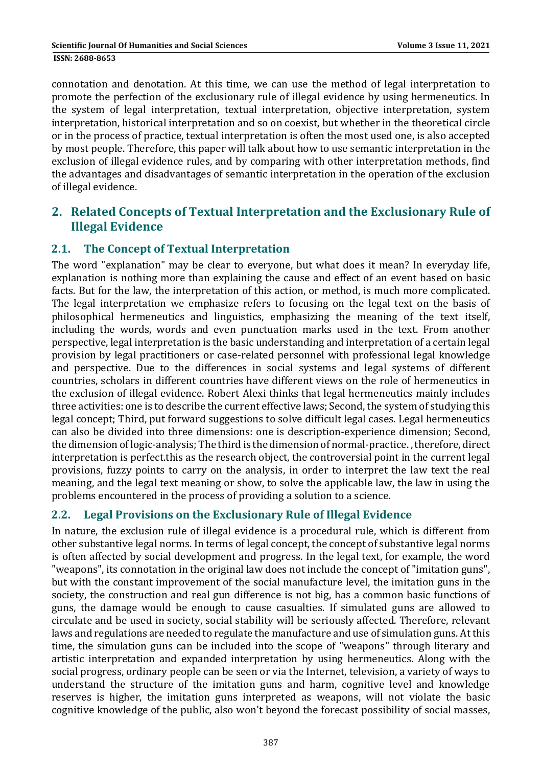connotation and denotation. At this time, we can use the method of legal interpretation to promote the perfection of the exclusionary rule of illegal evidence by using hermeneutics. In the system of legal interpretation, textual interpretation, objective interpretation, system interpretation, historical interpretation and so on coexist, but whether in the theoretical circle or in the process of practice, textual interpretation is often the most used one, is also accepted by most people. Therefore, this paper will talk about how to use semantic interpretation in the exclusion of illegal evidence rules, and by comparing with other interpretation methods, find the advantages and disadvantages of semantic interpretation in the operation of the exclusion of illegal evidence.

## 2. Related Concepts of Textual Interpretation and the Exclusionary Rule of Illegal Evidence

### 2.1. The Concept of Textual Interpretation

The word "explanation" may be clear to everyone, but what does it mean? In everyday life, explanation is nothing more than explaining the cause and effect of an event based on basic facts. But for the law, the interpretation of this action, or method, is much more complicated. The legal interpretation we emphasize refers to focusing on the legal text on the basis of philosophical hermeneutics and linguistics, emphasizing the meaning of the text itself, including the words, words and even punctuation marks used in the text. From another perspective, legal interpretation is the basic understanding and interpretation of a certain legal provision by legal practitioners or case-related personnel with professional legal knowledge and perspective. Due to the differences in social systems and legal systems of different countries, scholars in different countries have different views on the role of hermeneutics in the exclusion of illegal evidence. Robert Alexi thinks that legal hermeneutics mainly includes three activities: one is to describe the current effective laws; Second, the system of studying this legal concept; Third, put forward suggestions to solve difficult legal cases. Legal hermeneutics can also be divided into three dimensions: one is description-experience dimension; Second, the dimension of logic-analysis; The third is the dimension of normal-practice. , therefore, direct interpretation is perfect.this as the research object, the controversial point in the current legal provisions, fuzzy points to carry on the analysis, in order to interpret the law text the real meaning, and the legal text meaning or show, to solve the applicable law, the law in using the problems encountered in the process of providing a solution to a science.

### 2.2. Legal Provisions on the Exclusionary Rule of Illegal Evidence

In nature, the exclusion rule of illegal evidence is a procedural rule, which is different from other substantive legal norms. In terms of legal concept, the concept of substantive legal norms is often affected by social development and progress. In the legal text, for example, the word "weapons", its connotation in the original law does not include the concept of "imitation guns", but with the constant improvement of the social manufacture level, the imitation guns in the society, the construction and real gun difference is not big, has a common basic functions of guns, the damage would be enough to cause casualties. If simulated guns are allowed to circulate and be used in society, social stability will be seriously affected. Therefore, relevant laws and regulations are needed to regulate the manufacture and use of simulation guns. At this time, the simulation guns can be included into the scope of "weapons" through literary and artistic interpretation and expanded interpretation by using hermeneutics. Along with the social progress, ordinary people can be seen or via the Internet, television, a variety of ways to understand the structure of the imitation guns and harm, cognitive level and knowledge reserves is higher, the imitation guns interpreted as weapons, will not violate the basic cognitive knowledge of the public, also won't beyond the forecast possibility of social masses,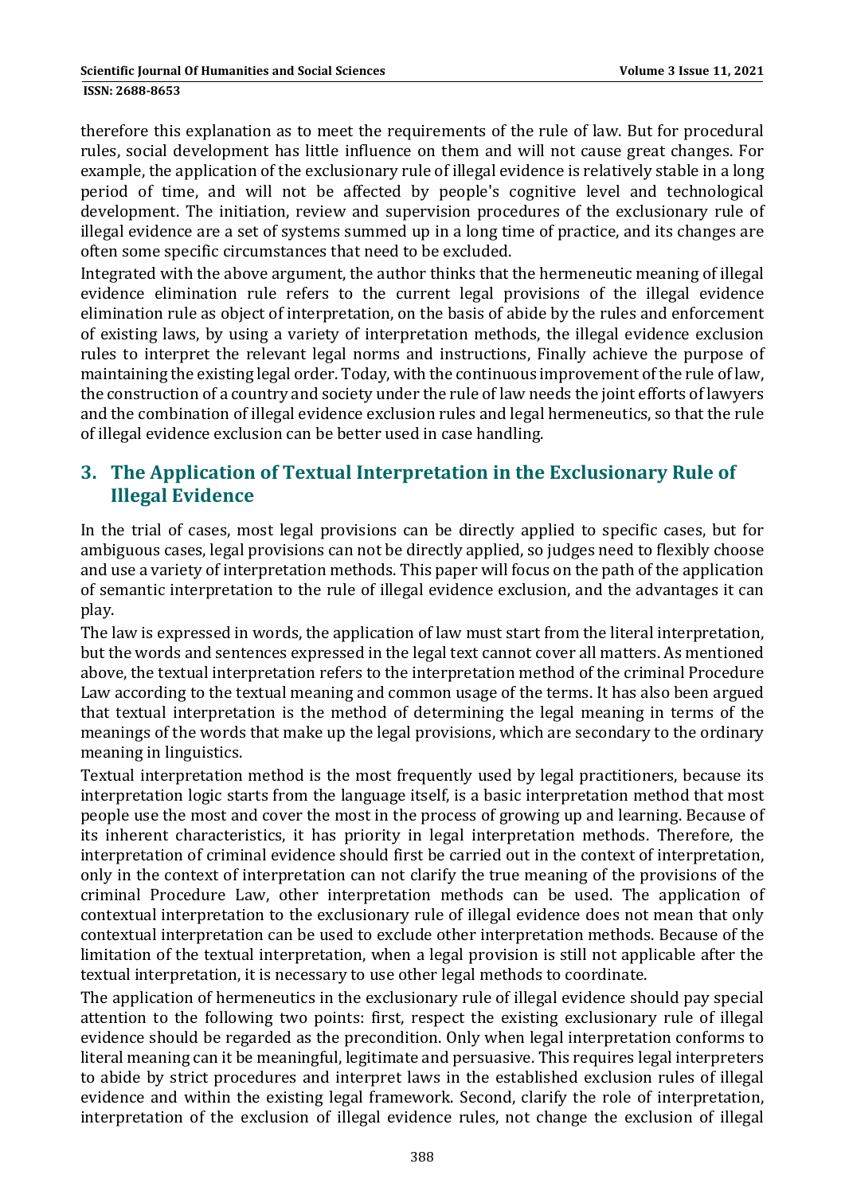therefore this explanation as to meet the requirements of the rule of law. But for procedural rules, social development has little influence on them and will not cause great changes. For example, the application of the exclusionary rule of illegal evidence is relatively stable in a long period of time, and will not be affected by people's cognitive level and technological development. The initiation, review and supervision procedures of the exclusionary rule of illegal evidence are a set of systems summed up in a long time of practice, and its changes are often some specific circumstances that need to be excluded.

Integrated with the above argument, the author thinks that the hermeneutic meaning of illegal evidence elimination rule refers to the current legal provisions of the illegal evidence elimination rule as object of interpretation, on the basis of abide by the rules and enforcement of existing laws, by using a variety of interpretation methods, the illegal evidence exclusion rules to interpret the relevant legal norms and instructions, Finally achieve the purpose of maintaining the existing legal order. Today, with the continuous improvement of the rule of law, the construction of a country and society under the rule of law needs the joint efforts of lawyers and the combination of illegal evidence exclusion rules and legal hermeneutics, so that the rule of illegal evidence exclusion can be better used in case handling.

## 3. The Application of Textual Interpretation in the Exclusionary Rule of Illegal Evidence

In the trial of cases, most legal provisions can be directly applied to specific cases, but for ambiguous cases, legal provisions can not be directly applied, so judges need to flexibly choose and use a variety of interpretation methods. This paper will focus on the path of the application of semantic interpretation to the rule of illegal evidence exclusion, and the advantages it can play.

The law is expressed in words, the application of law must start from the literal interpretation, but the words and sentences expressed in the legal text cannot cover all matters. As mentioned above, the textual interpretation refers to the interpretation method of the criminal Procedure Law according to the textual meaning and common usage of the terms. It has also been argued that textual interpretation is the method of determining the legal meaning in terms of the meanings of the words that make up the legal provisions, which are secondary to the ordinary meaning in linguistics.

Textual interpretation method is the most frequently used by legal practitioners, because its interpretation logic starts from the language itself, is a basic interpretation method that most people use the most and cover the most in the process of growing up and learning. Because of its inherent characteristics, it has priority in legal interpretation methods. Therefore, the interpretation of criminal evidence should first be carried out in the context of interpretation, only in the context of interpretation can not clarify the true meaning of the provisions of the criminal Procedure Law, other interpretation methods can be used. The application of contextual interpretation to the exclusionary rule of illegal evidence does not mean that only contextual interpretation can be used to exclude other interpretation methods. Because of the limitation of the textual interpretation, when a legal provision is still not applicable after the textual interpretation, it is necessary to use other legal methods to coordinate.

The application of hermeneutics in the exclusionary rule of illegal evidence should pay special attention to the following two points: first, respect the existing exclusionary rule of illegal evidence should be regarded as the precondition. Only when legal interpretation conforms to literal meaning can it be meaningful, legitimate and persuasive. This requires legal interpreters to abide by strict procedures and interpret laws in the established exclusion rules of illegal evidence and within the existing legal framework. Second, clarify the role of interpretation, interpretation of the exclusion of illegal evidence rules, not change the exclusion of illegal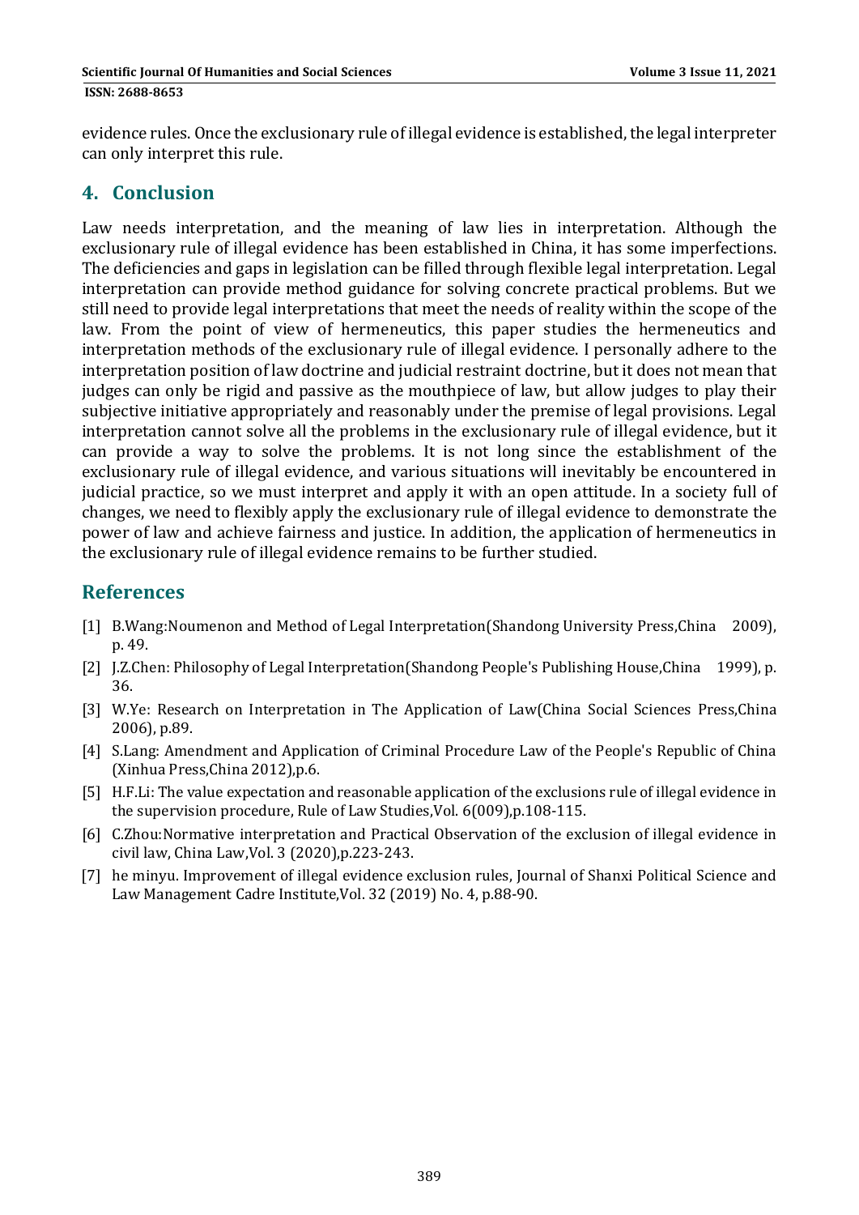evidence rules. Once the exclusionary rule of illegal evidence is established, the legal interpreter can only interpret this rule.

## 4. Conclusion

Law needs interpretation, and the meaning of law lies in interpretation. Although the exclusionary rule of illegal evidence has been established in China, it has some imperfections. The deficiencies and gaps in legislation can be filled through flexible legal interpretation. Legal interpretation can provide method guidance for solving concrete practical problems. But we still need to provide legal interpretations that meet the needs of reality within the scope of the law. From the point of view of hermeneutics, this paper studies the hermeneutics and interpretation methods of the exclusionary rule of illegal evidence. I personally adhere to the interpretation position of law doctrine and judicial restraint doctrine, but it does not mean that judges can only be rigid and passive as the mouthpiece of law, but allow judges to play their subjective initiative appropriately and reasonably under the premise of legal provisions. Legal interpretation cannot solve all the problems in the exclusionary rule of illegal evidence, but it can provide a way to solve the problems. It is not long since the establishment of the exclusionary rule of illegal evidence, and various situations will inevitably be encountered in judicial practice, so we must interpret and apply it with an open attitude. In a society full of changes, we need to flexibly apply the exclusionary rule of illegal evidence to demonstrate the power of law and achieve fairness and justice. In addition, the application of hermeneutics in the exclusionary rule of illegal evidence remains to be further studied.

## References

[1] B.Wang:Noumenon and Method of Legal Interpretation(Shandong University Press,China 2009), p. 49.

[2] J.Z.Chen: Philosophy of Legal Interpretation(Shandong People's Publishing House,China 1999), p. 36.

[3] W.Ye: Research on Interpretation in The Application of Law(China Social Sciences Press,China 2006), p.89.

[4] S.Lang: Amendment and Application of Criminal Procedure Law of the People's Republic of China (Xinhua Press,China 2012),p.6.

[5] H.F.Li: The value expectation and reasonable application of the exclusions rule of illegal evidence in the supervision procedure, Rule of Law Studies,Vol. 6(009),p.108-115.

[6] C.Zhou:Normative interpretation and Practical Observation of the exclusion of illegal evidence in civil law, China Law,Vol. 3 (2020),p.223-243.

[7] he minyu. Improvement of illegal evidence exclusion rules, Journal of Shanxi Political Science and Law Management Cadre Institute,Vol. 32 (2019) No. 4, p.88-90.